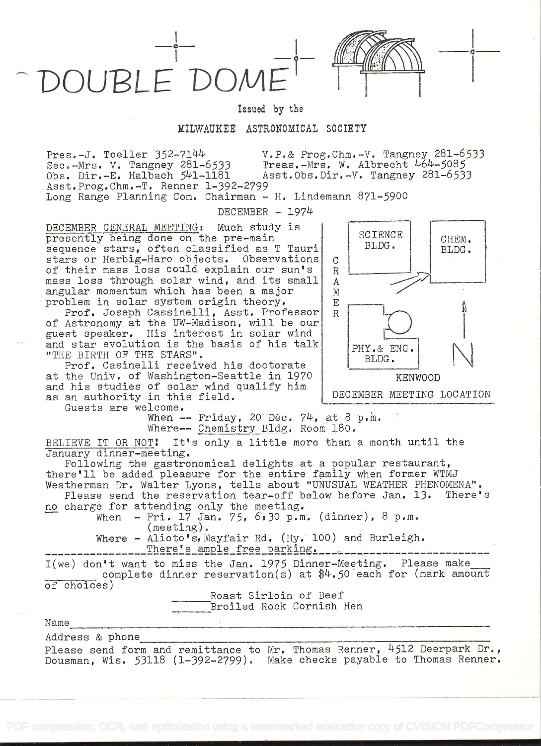# DOUBLE DOME

Issued by the

MILWAUKEE ASTRONOMICAL SOCIETY

Pres.-J. Toeller 352-7144 V.P.& Prog.Chm.-V. Tangney 281-6533
Sec.-Mrs. V. Tangney 281-6533 Treas.-Mrs. W. Albrecht 464-5085
Obs. Dir.-E. Halbach 541-1181 Asst.Obs.Dir.-V. Tangney 281-6533
Asst.Prog.Chm.-T. Renner 1-392-2799
Long Range Planning Com. Chairman - H. Lindemann 871-5900

DECEMBER - 1974

DECEMBER GENERAL MEETING: Much study is presently being done on the pre-main sequence stars, often classified as T Tauri stars or Herbig-Haro objects. Observations of their mass loss could explain our sun's mass loss through solar wind, and its small angular momentum which has been a major problem in solar system origin theory.

Prof. Joseph Cassinelli, Asst. Professor of Astronomy at the UW-Madison, will be our guest speaker. His interest in solar wind and star evolution is the basis of his talk "THE BIRTH OF THE STARS".

Prof. Casinelli received his doctorate at the Univ. of Washington-Seattle in 1970 and his studies of solar wind qualify him as an authority in this field.

Guests are welcome.

When -- Friday, 20 Dec. 74, at 8 p.m.
Where-- Chemistry Bldg. Room 180.

SCIENCE BLDG. | CHEM. BLDG. | CRAMER | PHY.& ENG. BLDG. | KENWOOD | N

DECEMBER MEETING LOCATION

BELIEVE IT OR NOT! It's only a little more than a month until the January dinner-meeting.

Following the gastronomical delights at a popular restaurant, there'll be added pleasure for the entire family when former WTMJ Weatherman Dr. Walter Lyons, tells about "UNUSUAL WEATHER PHENOMENA".

Please send the reservation tear-off below before Jan. 13. There's no charge for attending only the meeting.

When - Fri. 17 Jan. 75, 6:30 p.m. (dinner), 8 p.m. (meeting).
Where - Alioto's, Mayfair Rd. (Hy. 100) and Burleigh.
There's ample free parking.

---

I(we) don't want to miss the Jan. 1975 Dinner-Meeting. Please make \_\_\_\_\_\_\_\_ complete dinner reservation(s) at $4.50 each for (mark amount of choices)

\_\_\_\_\_\_ Roast Sirloin of Beef
\_\_\_\_\_\_ Broiled Rock Cornish Hen

Name \_\_\_\_\_\_\_\_\_\_\_\_\_\_\_\_\_\_\_\_\_\_\_\_\_\_\_\_\_\_\_\_\_\_\_\_\_\_\_\_

Address & phone \_\_\_\_\_\_\_\_\_\_\_\_\_\_\_\_\_\_\_\_\_\_\_\_\_\_\_\_\_\_\_\_\_\_

Please send form and remittance to Mr. Thomas Renner, 4512 Deerpark Dr., Dousman, Wis. 53118 (1-392-2799). Make checks payable to Thomas Renner.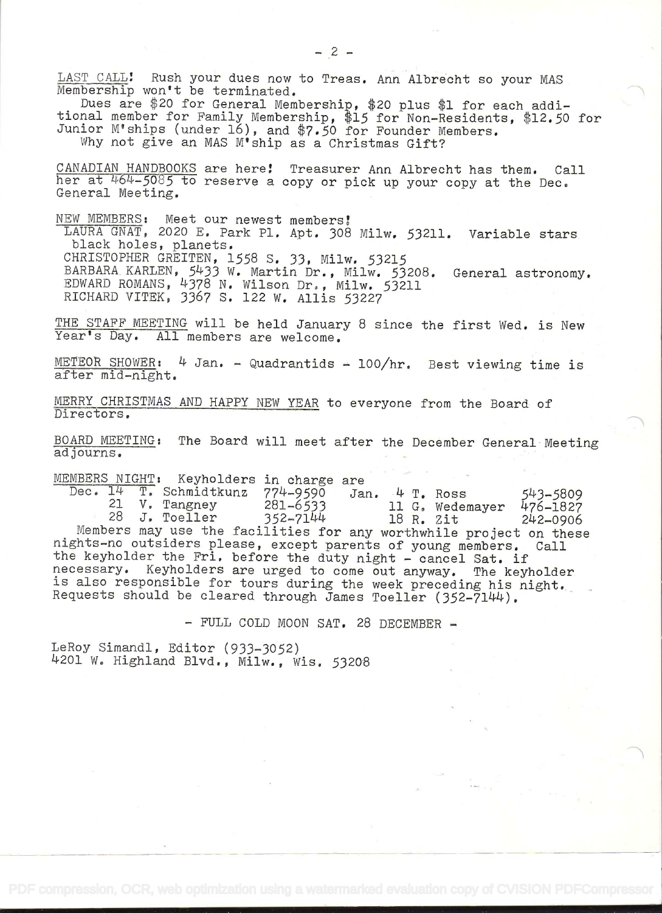LAST CALL! Rush your dues now to Treas. Ann Albrecht so your MAS Membership won't be terminated.

Dues are $20 for General Membership, $20 plus $1 for each additional member for Family Membership, $15 for Non-Residents, $12.50 for Junior M'ships (under 16), and $7.50 for Founder Members.

Why not give an MAS M'ship as a Christmas Gift?

CANADIAN HANDBOOKS are here! Treasurer Ann Albrecht has them. Call her at 464-5085 to reserve a copy or pick up your copy at the Dec. General Meeting.

NEW MEMBERS: Meet our newest members!

LAURA GNAT, 2020 E. Park Pl. Apt. 308 Milw. 53211. Variable stars black holes, planets.
CHRISTOPHER GREITEN, 1558 S. 33, Milw. 53215
BARBARA KARLEN, 5433 W. Martin Dr., Milw. 53208. General astronomy.
EDWARD ROMANS, 4378 N. Wilson Dr., Milw. 53211
RICHARD VITEK, 3367 S. 122 W. Allis 53227

THE STAFF MEETING will be held January 8 since the first Wed. is New Year's Day. All members are welcome.

METEOR SHOWER: 4 Jan. - Quadrantids - 100/hr. Best viewing time is after mid-night.

MERRY CHRISTMAS AND HAPPY NEW YEAR to everyone from the Board of Directors.

BOARD MEETING: The Board will meet after the December General Meeting adjourns.

MEMBERS NIGHT: Keyholders in charge are

| | | | | | |
|---|---|---|---|---|---|
| Dec. 14 | T. Schmidtkunz | 774-9590 | Jan. 4 | T. Ross | 543-5809 |
| 21 | V. Tangney | 281-6533 | 11 | G. Wedemayer | 476-1827 |
| 28 | J. Toeller | 352-7144 | 18 | R. Zit | 242-0906 |

Members may use the facilities for any worthwhile project on these nights-no outsiders please, except parents of young members. Call the keyholder the Fri. before the duty night - cancel Sat. if necessary. Keyholders are urged to come out anyway. The keyholder is also responsible for tours during the week preceding his night. Requests should be cleared through James Toeller (352-7144).

- FULL COLD MOON SAT. 28 DECEMBER -

LeRoy Simandl, Editor (933-3052)
4201 W. Highland Blvd., Milw., Wis. 53208